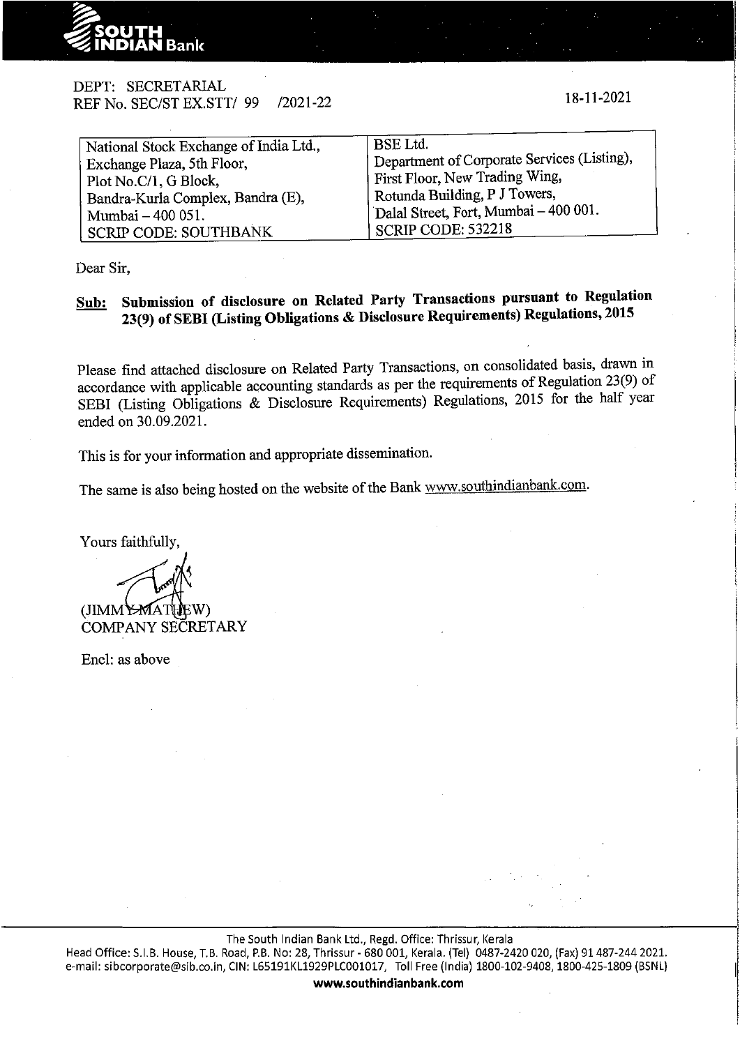**SOUTH INDIAN Bank**

DEPT: SECRETARIAL
REF No. SEC/ST EX.STT/ 99 /2021-22

18-11-2021

| National Stock Exchange of India Ltd., | BSE Ltd. |
|---|---|
| Exchange Plaza, 5th Floor, | Department of Corporate Services (Listing), |
| Plot No.C/1, G Block, | First Floor, New Trading Wing, |
| Bandra-Kurla Complex, Bandra (E), | Rotunda Building, P J Towers, |
| Mumbai – 400 051. | Dalal Street, Fort, Mumbai – 400 001. |
| SCRIP CODE: SOUTHBANK | SCRIP CODE: 532218 |

Dear Sir,

**Sub: Submission of disclosure on Related Party Transactions pursuant to Regulation 23(9) of SEBI (Listing Obligations & Disclosure Requirements) Regulations, 2015**

Please find attached disclosure on Related Party Transactions, on consolidated basis, drawn in accordance with applicable accounting standards as per the requirements of Regulation 23(9) of SEBI (Listing Obligations & Disclosure Requirements) Regulations, 2015 for the half year ended on 30.09.2021.

This is for your information and appropriate dissemination.

The same is also being hosted on the website of the Bank www.southindianbank.com.

Yours faithfully,

(JIMMY MATHEW)
COMPANY SECRETARY

Encl: as above

The South Indian Bank Ltd., Regd. Office: Thrissur, Kerala
Head Office: S.I.B. House, T.B. Road, P.B. No: 28, Thrissur - 680 001, Kerala. (Tel) 0487-2420 020, (Fax) 91 487-244 2021.
e-mail: sibcorporate@sib.co.in, CIN: L65191KL1929PLC001017, Toll Free (India) 1800-102-9408, 1800-425-1809 (BSNL)
**www.southindianbank.com**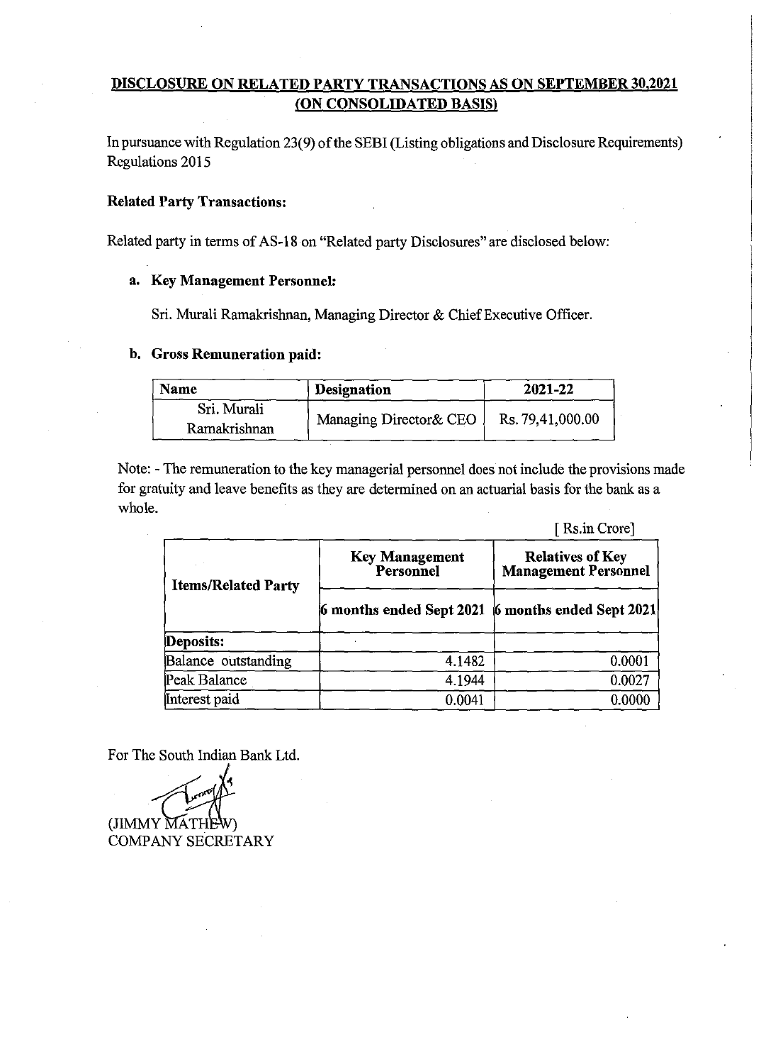## DISCLOSURE ON RELATED PARTY TRANSACTIONS AS ON SEPTEMBER 30,2021 (ON CONSOLIDATED BASIS)

In pursuance with Regulation 23(9) of the SEBI (Listing obligations and Disclosure Requirements) Regulations 2015

**Related Party Transactions:**

Related party in terms of AS-18 on "Related party Disclosures" are disclosed below:

**a. Key Management Personnel:**

Sri. Murali Ramakrishnan, Managing Director & Chief Executive Officer.

**b. Gross Remuneration paid:**

| Name | Designation | 2021-22 |
|---|---|---|
| Sri. Murali Ramakrishnan | Managing Director& CEO | Rs. 79,41,000.00 |

Note: - The remuneration to the key managerial personnel does not include the provisions made for gratuity and leave benefits as they are determined on an actuarial basis for the bank as a whole.

[ Rs.in Crore]

| Items/Related Party | Key Management Personnel | Relatives of Key Management Personnel |
|---|---|---|
| | 6 months ended Sept 2021 | 6 months ended Sept 2021 |
| **Deposits:** | | |
| Balance outstanding | 4.1482 | 0.0001 |
| Peak Balance | 4.1944 | 0.0027 |
| Interest paid | 0.0041 | 0.0000 |

For The South Indian Bank Ltd.

(JIMMY MATHEW)
COMPANY SECRETARY